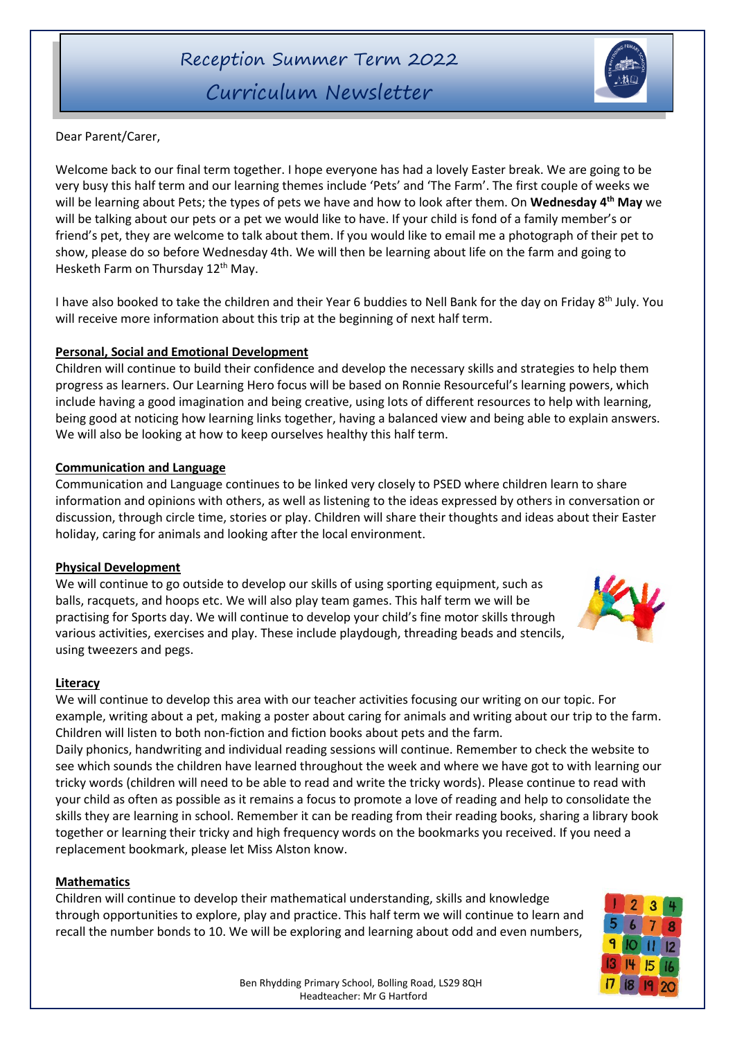# Reception Summer Term 2022
# Curriculum Newsletter

Dear Parent/Carer,

Welcome back to our final term together. I hope everyone has had a lovely Easter break. We are going to be very busy this half term and our learning themes include 'Pets' and 'The Farm'. The first couple of weeks we will be learning about Pets; the types of pets we have and how to look after them. On **Wednesday 4th May** we will be talking about our pets or a pet we would like to have. If your child is fond of a family member's or friend's pet, they are welcome to talk about them. If you would like to email me a photograph of their pet to show, please do so before Wednesday 4th. We will then be learning about life on the farm and going to Hesketh Farm on Thursday 12th May.

I have also booked to take the children and their Year 6 buddies to Nell Bank for the day on Friday 8th July. You will receive more information about this trip at the beginning of next half term.

## Personal, Social and Emotional Development

Children will continue to build their confidence and develop the necessary skills and strategies to help them progress as learners. Our Learning Hero focus will be based on Ronnie Resourceful's learning powers, which include having a good imagination and being creative, using lots of different resources to help with learning, being good at noticing how learning links together, having a balanced view and being able to explain answers. We will also be looking at how to keep ourselves healthy this half term.

## Communication and Language

Communication and Language continues to be linked very closely to PSED where children learn to share information and opinions with others, as well as listening to the ideas expressed by others in conversation or discussion, through circle time, stories or play. Children will share their thoughts and ideas about their Easter holiday, caring for animals and looking after the local environment.

## Physical Development

We will continue to go outside to develop our skills of using sporting equipment, such as balls, racquets, and hoops etc. We will also play team games. This half term we will be practising for Sports day. We will continue to develop your child's fine motor skills through various activities, exercises and play. These include playdough, threading beads and stencils, using tweezers and pegs.

## Literacy

We will continue to develop this area with our teacher activities focusing our writing on our topic. For example, writing about a pet, making a poster about caring for animals and writing about our trip to the farm. Children will listen to both non-fiction and fiction books about pets and the farm.

Daily phonics, handwriting and individual reading sessions will continue. Remember to check the website to see which sounds the children have learned throughout the week and where we have got to with learning our tricky words (children will need to be able to read and write the tricky words). Please continue to read with your child as often as possible as it remains a focus to promote a love of reading and help to consolidate the skills they are learning in school. Remember it can be reading from their reading books, sharing a library book together or learning their tricky and high frequency words on the bookmarks you received. If you need a replacement bookmark, please let Miss Alston know.

## Mathematics

Children will continue to develop their mathematical understanding, skills and knowledge through opportunities to explore, play and practice. This half term we will continue to learn and recall the number bonds to 10. We will be exploring and learning about odd and even numbers,

Ben Rhydding Primary School, Bolling Road, LS29 8QH
Headteacher: Mr G Hartford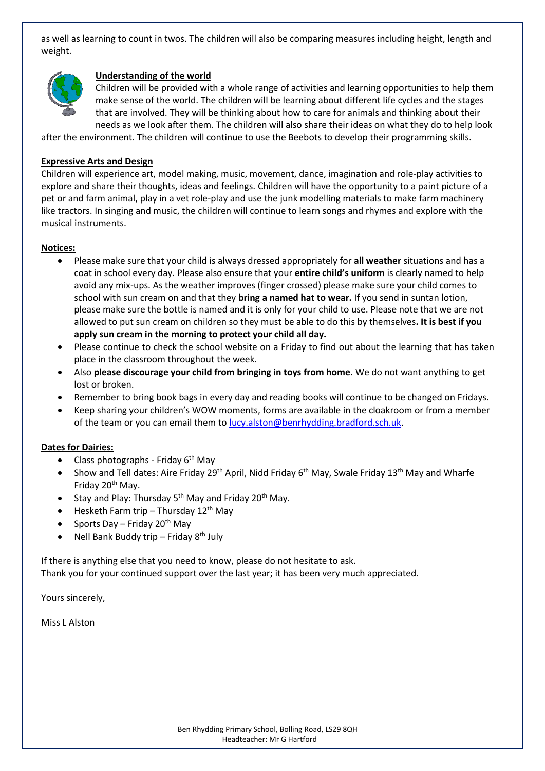as well as learning to count in twos. The children will also be comparing measures including height, length and weight.

**Understanding of the world**

Children will be provided with a whole range of activities and learning opportunities to help them make sense of the world. The children will be learning about different life cycles and the stages that are involved. They will be thinking about how to care for animals and thinking about their needs as we look after them. The children will also share their ideas on what they do to help look after the environment. The children will continue to use the Beebots to develop their programming skills.

**Expressive Arts and Design**

Children will experience art, model making, music, movement, dance, imagination and role-play activities to explore and share their thoughts, ideas and feelings. Children will have the opportunity to a paint picture of a pet or and farm animal, play in a vet role-play and use the junk modelling materials to make farm machinery like tractors. In singing and music, the children will continue to learn songs and rhymes and explore with the musical instruments.

**Notices:**

- Please make sure that your child is always dressed appropriately for **all weather** situations and has a coat in school every day. Please also ensure that your **entire child's uniform** is clearly named to help avoid any mix-ups. As the weather improves (finger crossed) please make sure your child comes to school with sun cream on and that they **bring a named hat to wear.** If you send in suntan lotion, please make sure the bottle is named and it is only for your child to use. Please note that we are not allowed to put sun cream on children so they must be able to do this by themselves**. It is best if you apply sun cream in the morning to protect your child all day.**
- Please continue to check the school website on a Friday to find out about the learning that has taken place in the classroom throughout the week.
- Also **please discourage your child from bringing in toys from home**. We do not want anything to get lost or broken.
- Remember to bring book bags in every day and reading books will continue to be changed on Fridays.
- Keep sharing your children's WOW moments, forms are available in the cloakroom or from a member of the team or you can email them to lucy.alston@benrhydding.bradford.sch.uk.

**Dates for Dairies:**

- Class photographs - Friday 6th May
- Show and Tell dates: Aire Friday 29th April, Nidd Friday 6th May, Swale Friday 13th May and Wharfe Friday 20th May.
- Stay and Play: Thursday 5th May and Friday 20th May.
- Hesketh Farm trip – Thursday 12th May
- Sports Day – Friday 20th May
- Nell Bank Buddy trip – Friday 8th July

If there is anything else that you need to know, please do not hesitate to ask.
Thank you for your continued support over the last year; it has been very much appreciated.

Yours sincerely,

Miss L Alston

Ben Rhydding Primary School, Bolling Road, LS29 8QH
Headteacher: Mr G Hartford